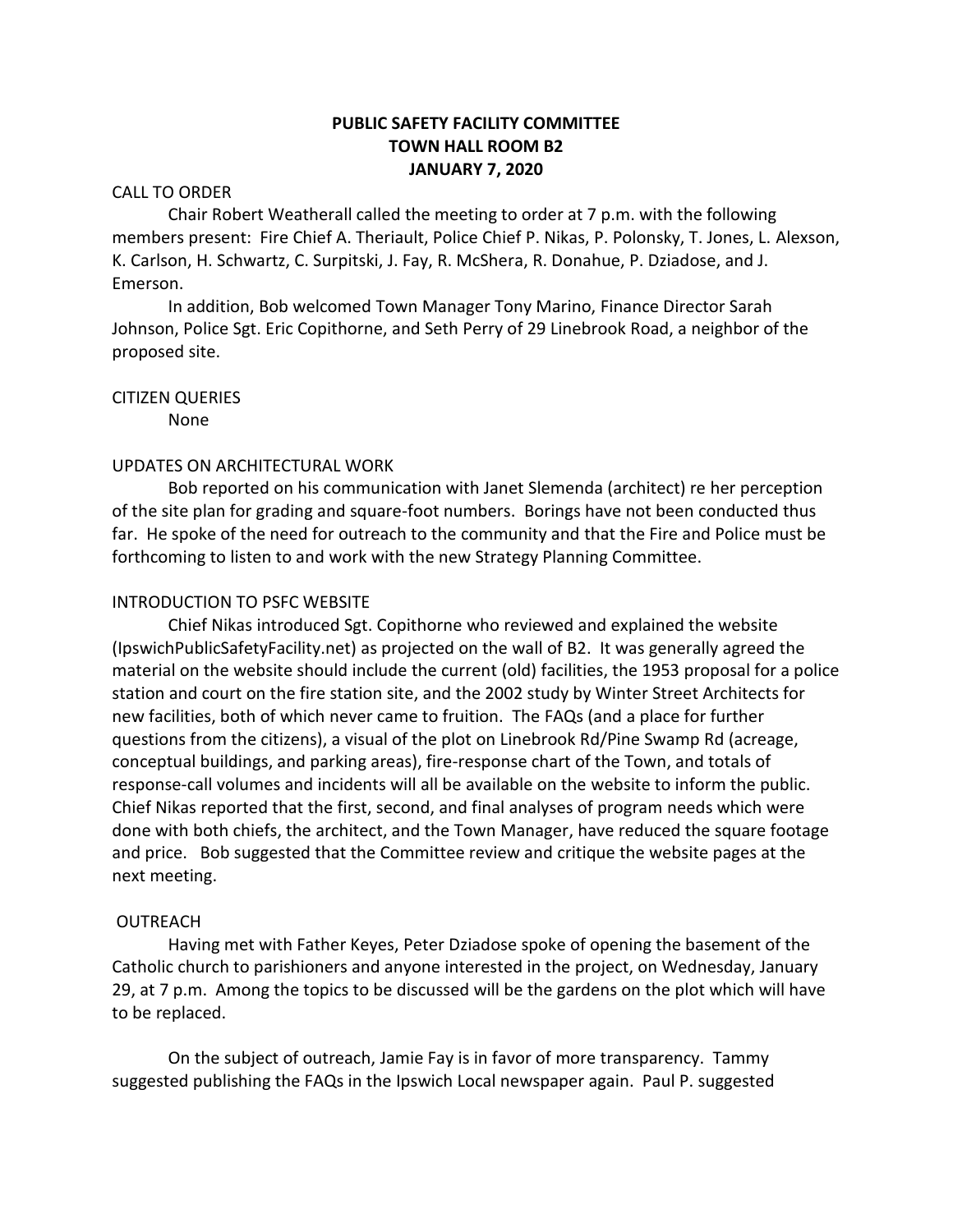# PUBLIC SAFETY FACILITY COMMITTEE
# TOWN HALL ROOM B2
# JANUARY 7, 2020

## CALL TO ORDER

Chair Robert Weatherall called the meeting to order at 7 p.m. with the following members present: Fire Chief A. Theriault, Police Chief P. Nikas, P. Polonsky, T. Jones, L. Alexson, K. Carlson, H. Schwartz, C. Surpitski, J. Fay, R. McShera, R. Donahue, P. Dziadose, and J. Emerson.

In addition, Bob welcomed Town Manager Tony Marino, Finance Director Sarah Johnson, Police Sgt. Eric Copithorne, and Seth Perry of 29 Linebrook Road, a neighbor of the proposed site.

## CITIZEN QUERIES

None

## UPDATES ON ARCHITECTURAL WORK

Bob reported on his communication with Janet Slemenda (architect) re her perception of the site plan for grading and square-foot numbers. Borings have not been conducted thus far. He spoke of the need for outreach to the community and that the Fire and Police must be forthcoming to listen to and work with the new Strategy Planning Committee.

## INTRODUCTION TO PSFC WEBSITE

Chief Nikas introduced Sgt. Copithorne who reviewed and explained the website (IpswichPublicSafetyFacility.net) as projected on the wall of B2. It was generally agreed the material on the website should include the current (old) facilities, the 1953 proposal for a police station and court on the fire station site, and the 2002 study by Winter Street Architects for new facilities, both of which never came to fruition. The FAQs (and a place for further questions from the citizens), a visual of the plot on Linebrook Rd/Pine Swamp Rd (acreage, conceptual buildings, and parking areas), fire-response chart of the Town, and totals of response-call volumes and incidents will all be available on the website to inform the public. Chief Nikas reported that the first, second, and final analyses of program needs which were done with both chiefs, the architect, and the Town Manager, have reduced the square footage and price. Bob suggested that the Committee review and critique the website pages at the next meeting.

## OUTREACH

Having met with Father Keyes, Peter Dziadose spoke of opening the basement of the Catholic church to parishioners and anyone interested in the project, on Wednesday, January 29, at 7 p.m. Among the topics to be discussed will be the gardens on the plot which will have to be replaced.

On the subject of outreach, Jamie Fay is in favor of more transparency. Tammy suggested publishing the FAQs in the Ipswich Local newspaper again. Paul P. suggested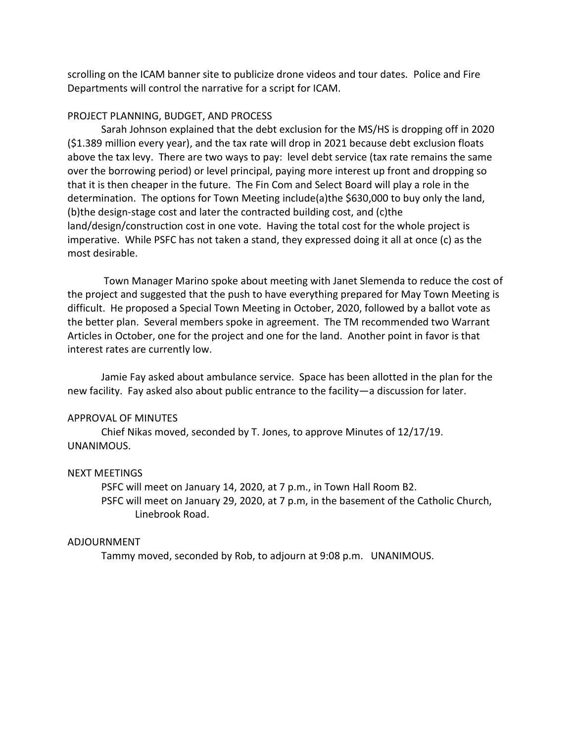scrolling on the ICAM banner site to publicize drone videos and tour dates. Police and Fire Departments will control the narrative for a script for ICAM.

## PROJECT PLANNING, BUDGET, AND PROCESS

Sarah Johnson explained that the debt exclusion for the MS/HS is dropping off in 2020 ($1.389 million every year), and the tax rate will drop in 2021 because debt exclusion floats above the tax levy. There are two ways to pay: level debt service (tax rate remains the same over the borrowing period) or level principal, paying more interest up front and dropping so that it is then cheaper in the future. The Fin Com and Select Board will play a role in the determination. The options for Town Meeting include(a)the $630,000 to buy only the land, (b)the design-stage cost and later the contracted building cost, and (c)the land/design/construction cost in one vote. Having the total cost for the whole project is imperative. While PSFC has not taken a stand, they expressed doing it all at once (c) as the most desirable.

Town Manager Marino spoke about meeting with Janet Slemenda to reduce the cost of the project and suggested that the push to have everything prepared for May Town Meeting is difficult. He proposed a Special Town Meeting in October, 2020, followed by a ballot vote as the better plan. Several members spoke in agreement. The TM recommended two Warrant Articles in October, one for the project and one for the land. Another point in favor is that interest rates are currently low.

Jamie Fay asked about ambulance service. Space has been allotted in the plan for the new facility. Fay asked also about public entrance to the facility—a discussion for later.

## APPROVAL OF MINUTES

Chief Nikas moved, seconded by T. Jones, to approve Minutes of 12/17/19. UNANIMOUS.

## NEXT MEETINGS

PSFC will meet on January 14, 2020, at 7 p.m., in Town Hall Room B2.
PSFC will meet on January 29, 2020, at 7 p.m, in the basement of the Catholic Church, Linebrook Road.

## ADJOURNMENT

Tammy moved, seconded by Rob, to adjourn at 9:08 p.m. UNANIMOUS.